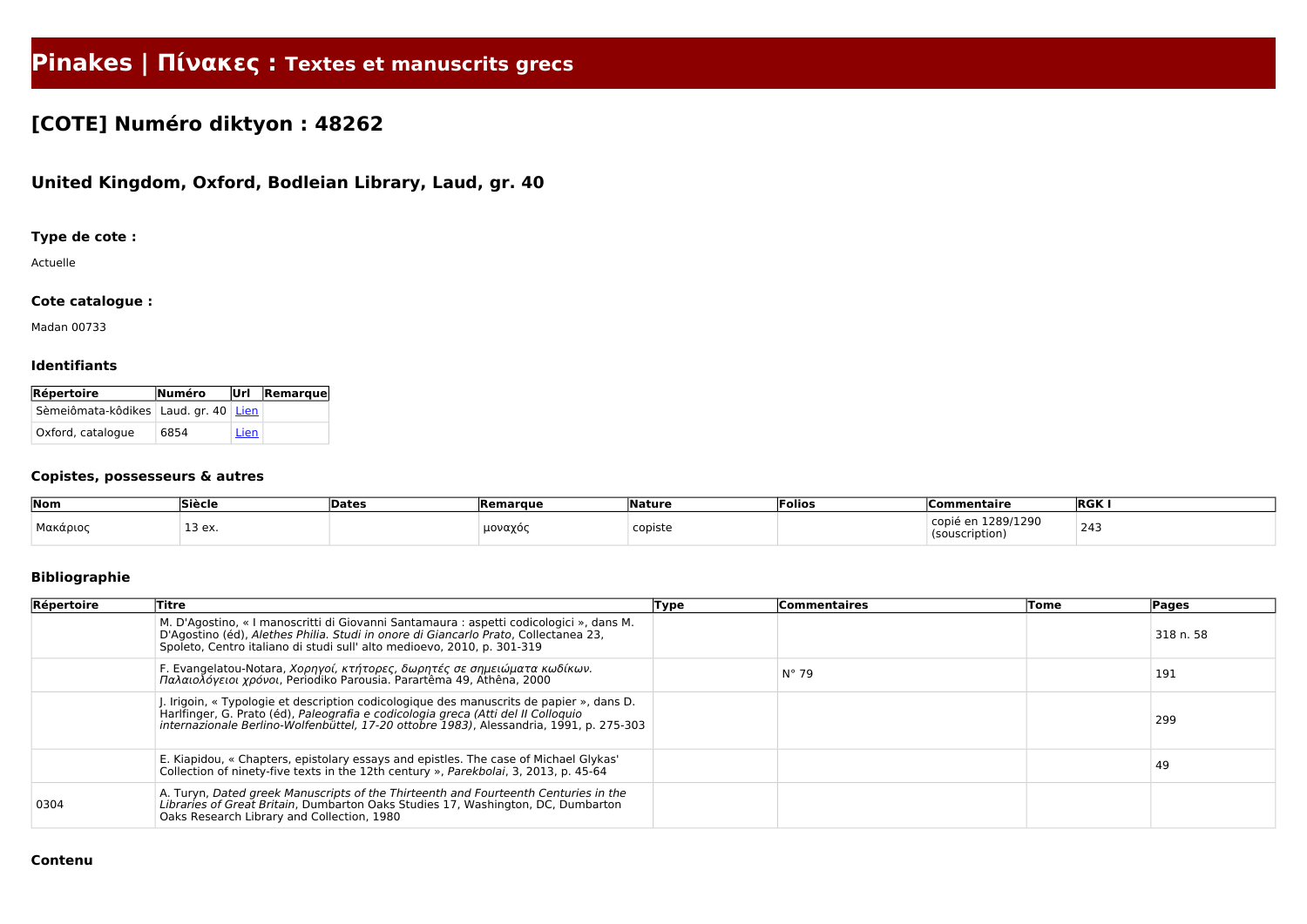# Pinakes | Πίνακες : Textes et manuscrits grecs

## [COTE] Numéro diktyon : 48262

### United Kingdom, Oxford, Bodleian Library, Laud, gr. 40

#### Type de cote :

Actuelle

#### Cote catalogue :

Madan 00733

#### Identifiants

| Répertoire | Numéro | Url | Remarque |
|---|---|---|---|
| Sèmeiômata-kôdikes | Laud. gr. 40 | Lien | |
| Oxford, catalogue | 6854 | Lien | |

#### Copistes, possesseurs & autres

| Nom | Siècle | Dates | Remarque | Nature | Folios | Commentaire | RGK I |
|---|---|---|---|---|---|---|---|
| Μακάριος | 13 ex. | | μοναχός | copiste | | copié en 1289/1290 (souscription) | 243 |

#### Bibliographie

| Répertoire | Titre | Type | Commentaires | Tome | Pages |
|---|---|---|---|---|---|
| | M. D'Agostino, « I manoscritti di Giovanni Santamaura : aspetti codicologici », dans M. D'Agostino (éd), *Alethes Philia. Studi in onore di Giancarlo Prato*, Collectanea 23, Spoleto, Centro italiano di studi sull' alto medioevo, 2010, p. 301-319 | | | | 318 n. 58 |
| | F. Evangelatou-Notara, *Χορηγοί, κτήτορες, δωρητές σε σημειώματα κωδίκων. Παλαιολόγειοι χρόνοι*, Periodiko Parousia. Parartêma 49, Athêna, 2000 | | N° 79 | | 191 |
| | J. Irigoin, « Typologie et description codicologique des manuscrits de papier », dans D. Harlfinger, G. Prato (éd), *Paleografia e codicologia greca (Atti del II Colloquio internazionale Berlino-Wolfenbüttel, 17-20 ottobre 1983)*, Alessandria, 1991, p. 275-303 | | | | 299 |
| | E. Kiapidou, « Chapters, epistolary essays and epistles. The case of Michael Glykas' Collection of ninety-five texts in the 12th century », *Parekbolai*, 3, 2013, p. 45-64 | | | | 49 |
| 0304 | A. Turyn, *Dated greek Manuscripts of the Thirteenth and Fourteenth Centuries in the Libraries of Great Britain*, Dumbarton Oaks Studies 17, Washington, DC, Dumbarton Oaks Research Library and Collection, 1980 | | | | |

#### Contenu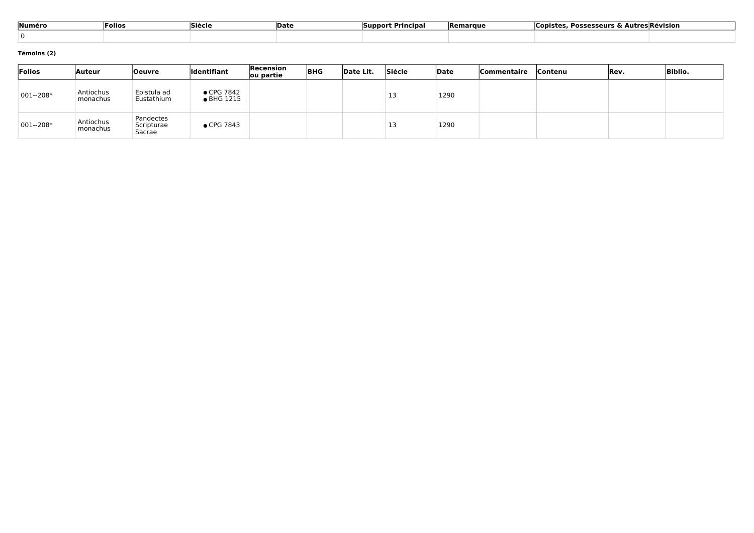| Numéro | Folios | Siècle | Date | Support Principal | Remarque | Copistes, Possesseurs & Autres | Révision |
|---|---|---|---|---|---|---|---|
| 0 | | | | | | | |

**Témoins (2)**

| Folios | Auteur | Oeuvre | Identifiant | Recension ou partie | BHG | Date Lit. | Siècle | Date | Commentaire | Contenu | Rev. | Biblio. |
|---|---|---|---|---|---|---|---|---|---|---|---|---|
| 001--208* | Antiochus monachus | Epistula ad Eustathium | • CPG 7842<br>• BHG 1215 | | | | 13 | 1290 | | | | |
| 001--208* | Antiochus monachus | Pandectes Scripturae Sacrae | • CPG 7843 | | | | 13 | 1290 | | | | |